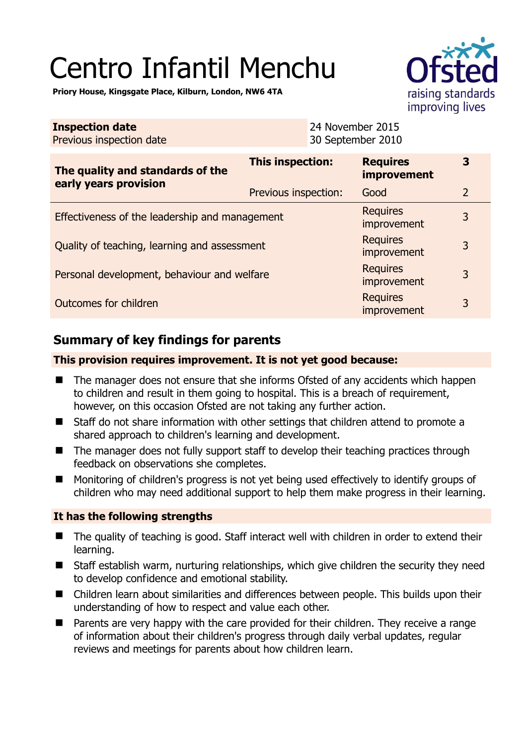# Centro Infantil Menchu

**Priory House, Kingsgate Place, Kilburn, London, NW6 4TA**

| | |
|---|---|
| **Inspection date** | 24 November 2015 |
| Previous inspection date | 30 September 2010 |

| | | | |
|---|---|---|---|
| **The quality and standards of the early years provision** | **This inspection:** | **Requires improvement** | **3** |
| | Previous inspection: | Good | 2 |
| Effectiveness of the leadership and management | | Requires improvement | 3 |
| Quality of teaching, learning and assessment | | Requires improvement | 3 |
| Personal development, behaviour and welfare | | Requires improvement | 3 |
| Outcomes for children | | Requires improvement | 3 |

## Summary of key findings for parents

**This provision requires improvement. It is not yet good because:**

- The manager does not ensure that she informs Ofsted of any accidents which happen to children and result in them going to hospital. This is a breach of requirement, however, on this occasion Ofsted are not taking any further action.
- Staff do not share information with other settings that children attend to promote a shared approach to children's learning and development.
- The manager does not fully support staff to develop their teaching practices through feedback on observations she completes.
- Monitoring of children's progress is not yet being used effectively to identify groups of children who may need additional support to help them make progress in their learning.

**It has the following strengths**

- The quality of teaching is good. Staff interact well with children in order to extend their learning.
- Staff establish warm, nurturing relationships, which give children the security they need to develop confidence and emotional stability.
- Children learn about similarities and differences between people. This builds upon their understanding of how to respect and value each other.
- Parents are very happy with the care provided for their children. They receive a range of information about their children's progress through daily verbal updates, regular reviews and meetings for parents about how children learn.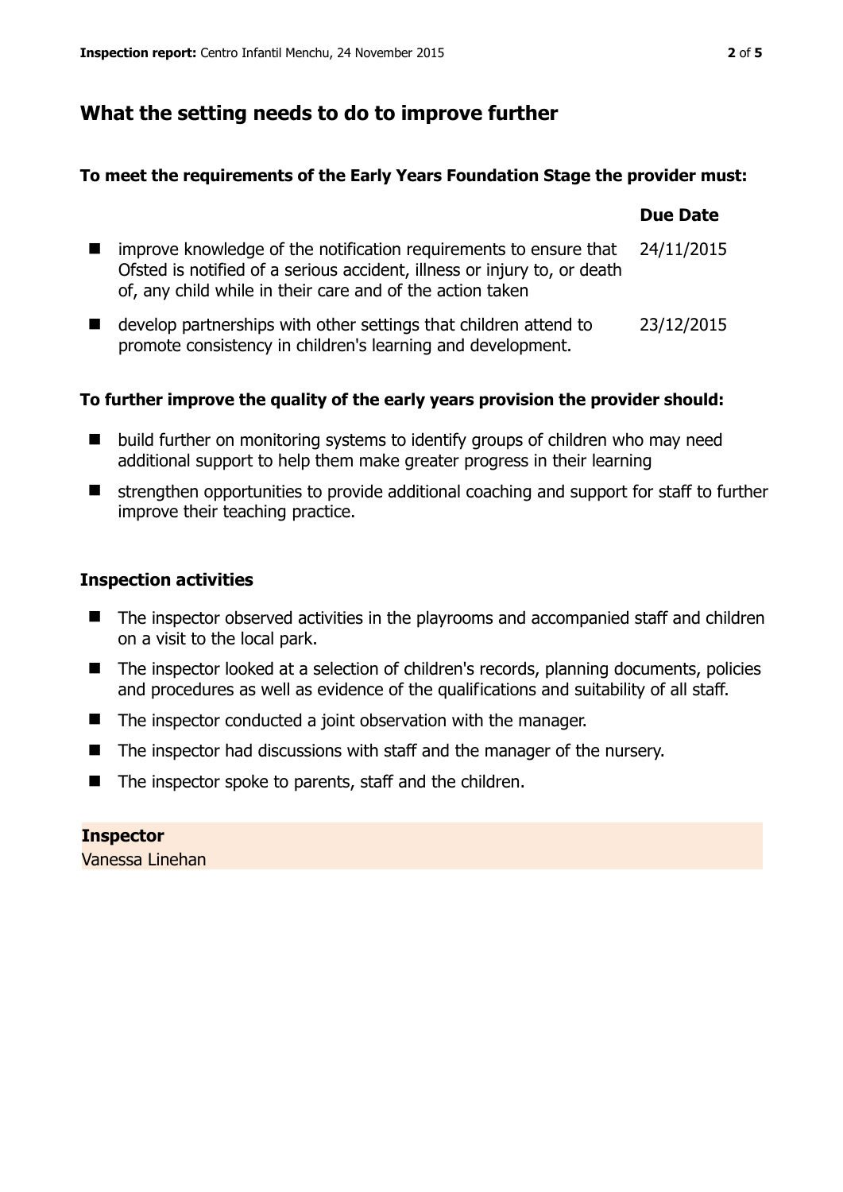## What the setting needs to do to improve further

**To meet the requirements of the Early Years Foundation Stage the provider must:**

| | Due Date |
|---|---|
| improve knowledge of the notification requirements to ensure that Ofsted is notified of a serious accident, illness or injury to, or death of, any child while in their care and of the action taken | 24/11/2015 |
| develop partnerships with other settings that children attend to promote consistency in children's learning and development. | 23/12/2015 |

**To further improve the quality of the early years provision the provider should:**

- build further on monitoring systems to identify groups of children who may need additional support to help them make greater progress in their learning
- strengthen opportunities to provide additional coaching and support for staff to further improve their teaching practice.

### Inspection activities

- The inspector observed activities in the playrooms and accompanied staff and children on a visit to the local park.
- The inspector looked at a selection of children's records, planning documents, policies and procedures as well as evidence of the qualifications and suitability of all staff.
- The inspector conducted a joint observation with the manager.
- The inspector had discussions with staff and the manager of the nursery.
- The inspector spoke to parents, staff and the children.

**Inspector**
Vanessa Linehan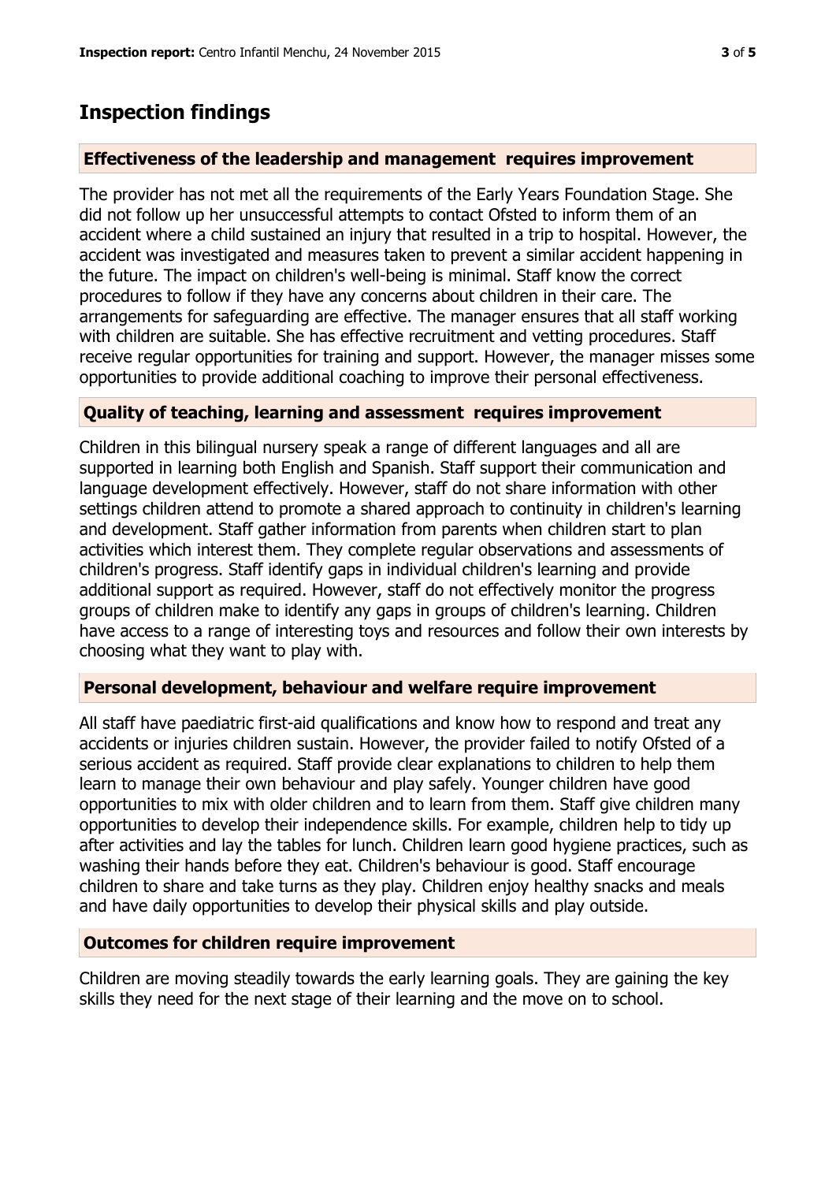## Inspection findings

### Effectiveness of the leadership and management requires improvement

The provider has not met all the requirements of the Early Years Foundation Stage. She did not follow up her unsuccessful attempts to contact Ofsted to inform them of an accident where a child sustained an injury that resulted in a trip to hospital. However, the accident was investigated and measures taken to prevent a similar accident happening in the future. The impact on children's well-being is minimal. Staff know the correct procedures to follow if they have any concerns about children in their care. The arrangements for safeguarding are effective. The manager ensures that all staff working with children are suitable. She has effective recruitment and vetting procedures. Staff receive regular opportunities for training and support. However, the manager misses some opportunities to provide additional coaching to improve their personal effectiveness.

### Quality of teaching, learning and assessment requires improvement

Children in this bilingual nursery speak a range of different languages and all are supported in learning both English and Spanish. Staff support their communication and language development effectively. However, staff do not share information with other settings children attend to promote a shared approach to continuity in children's learning and development. Staff gather information from parents when children start to plan activities which interest them. They complete regular observations and assessments of children's progress. Staff identify gaps in individual children's learning and provide additional support as required. However, staff do not effectively monitor the progress groups of children make to identify any gaps in groups of children's learning. Children have access to a range of interesting toys and resources and follow their own interests by choosing what they want to play with.

### Personal development, behaviour and welfare require improvement

All staff have paediatric first-aid qualifications and know how to respond and treat any accidents or injuries children sustain. However, the provider failed to notify Ofsted of a serious accident as required. Staff provide clear explanations to children to help them learn to manage their own behaviour and play safely. Younger children have good opportunities to mix with older children and to learn from them. Staff give children many opportunities to develop their independence skills. For example, children help to tidy up after activities and lay the tables for lunch. Children learn good hygiene practices, such as washing their hands before they eat. Children's behaviour is good. Staff encourage children to share and take turns as they play. Children enjoy healthy snacks and meals and have daily opportunities to develop their physical skills and play outside.

### Outcomes for children require improvement

Children are moving steadily towards the early learning goals. They are gaining the key skills they need for the next stage of their learning and the move on to school.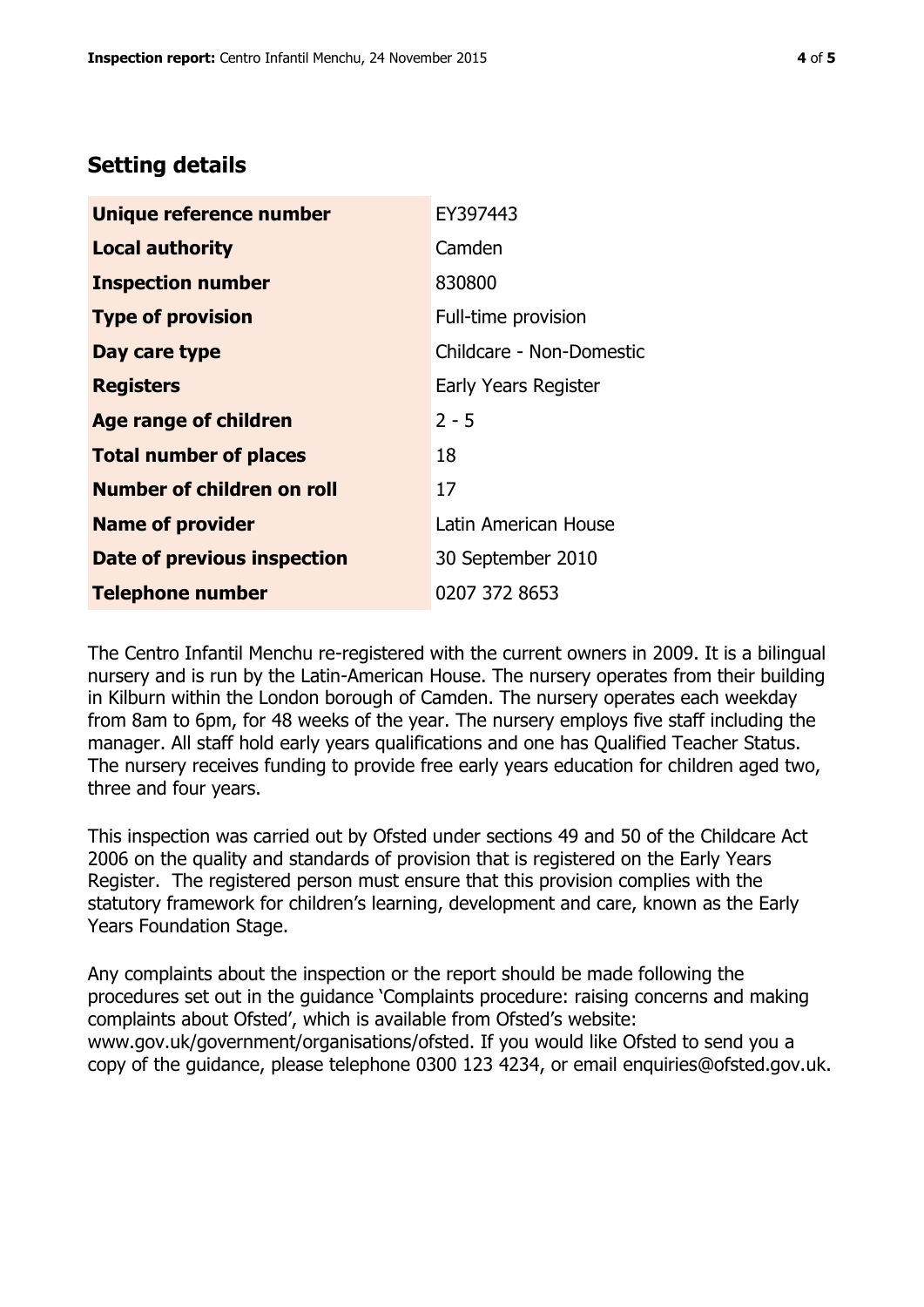## Setting details

| | |
|---|---|
| **Unique reference number** | EY397443 |
| **Local authority** | Camden |
| **Inspection number** | 830800 |
| **Type of provision** | Full-time provision |
| **Day care type** | Childcare - Non-Domestic |
| **Registers** | Early Years Register |
| **Age range of children** | 2 - 5 |
| **Total number of places** | 18 |
| **Number of children on roll** | 17 |
| **Name of provider** | Latin American House |
| **Date of previous inspection** | 30 September 2010 |
| **Telephone number** | 0207 372 8653 |

The Centro Infantil Menchu re-registered with the current owners in 2009. It is a bilingual nursery and is run by the Latin-American House. The nursery operates from their building in Kilburn within the London borough of Camden. The nursery operates each weekday from 8am to 6pm, for 48 weeks of the year. The nursery employs five staff including the manager. All staff hold early years qualifications and one has Qualified Teacher Status. The nursery receives funding to provide free early years education for children aged two, three and four years.

This inspection was carried out by Ofsted under sections 49 and 50 of the Childcare Act 2006 on the quality and standards of provision that is registered on the Early Years Register. The registered person must ensure that this provision complies with the statutory framework for children's learning, development and care, known as the Early Years Foundation Stage.

Any complaints about the inspection or the report should be made following the procedures set out in the guidance 'Complaints procedure: raising concerns and making complaints about Ofsted', which is available from Ofsted's website: www.gov.uk/government/organisations/ofsted. If you would like Ofsted to send you a copy of the guidance, please telephone 0300 123 4234, or email enquiries@ofsted.gov.uk.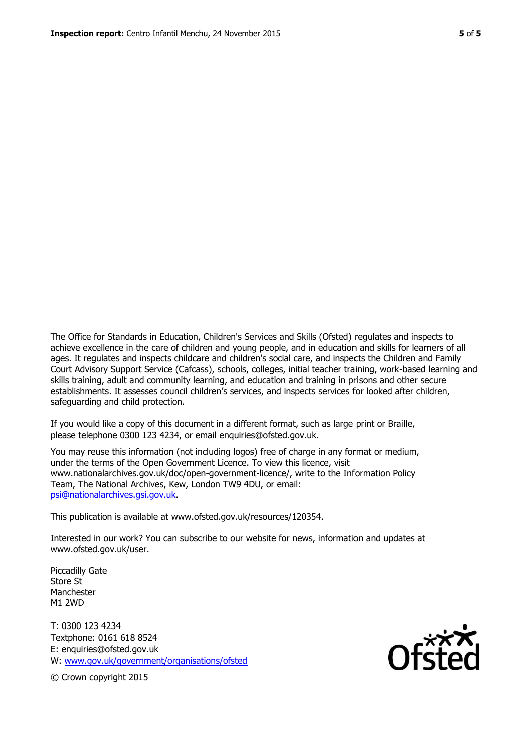The Office for Standards in Education, Children's Services and Skills (Ofsted) regulates and inspects to achieve excellence in the care of children and young people, and in education and skills for learners of all ages. It regulates and inspects childcare and children's social care, and inspects the Children and Family Court Advisory Support Service (Cafcass), schools, colleges, initial teacher training, work-based learning and skills training, adult and community learning, and education and training in prisons and other secure establishments. It assesses council children's services, and inspects services for looked after children, safeguarding and child protection.

If you would like a copy of this document in a different format, such as large print or Braille, please telephone 0300 123 4234, or email enquiries@ofsted.gov.uk.

You may reuse this information (not including logos) free of charge in any format or medium, under the terms of the Open Government Licence. To view this licence, visit www.nationalarchives.gov.uk/doc/open-government-licence/, write to the Information Policy Team, The National Archives, Kew, London TW9 4DU, or email: psi@nationalarchives.gsi.gov.uk.

This publication is available at www.ofsted.gov.uk/resources/120354.

Interested in our work? You can subscribe to our website for news, information and updates at www.ofsted.gov.uk/user.

Piccadilly Gate
Store St
Manchester
M1 2WD

T: 0300 123 4234
Textphone: 0161 618 8524
E: enquiries@ofsted.gov.uk
W: www.gov.uk/government/organisations/ofsted

© Crown copyright 2015